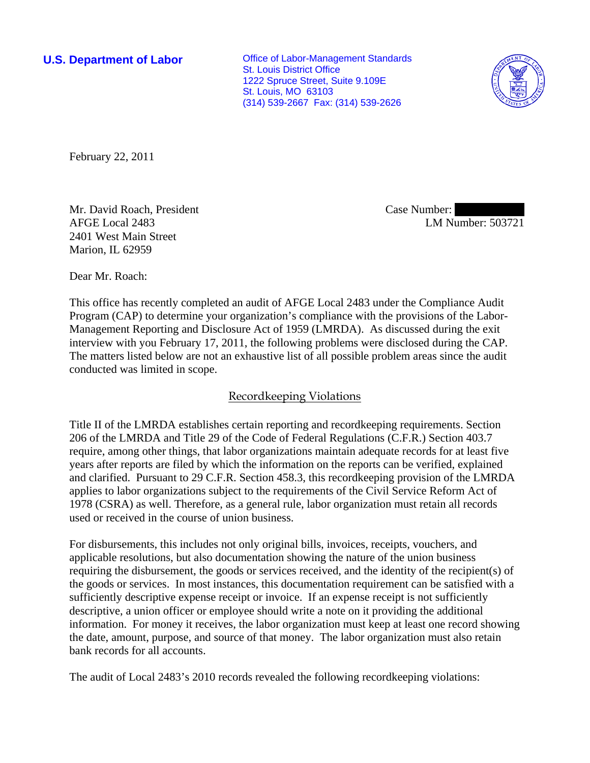**U.S. Department of Labor**

Office of Labor-Management Standards
St. Louis District Office
1222 Spruce Street, Suite 9.109E
St. Louis, MO 63103
(314) 539-2667 Fax: (314) 539-2626

February 22, 2011

Mr. David Roach, President
AFGE Local 2483
2401 West Main Street
Marion, IL 62959

Case Number:
LM Number: 503721

Dear Mr. Roach:

This office has recently completed an audit of AFGE Local 2483 under the Compliance Audit Program (CAP) to determine your organization's compliance with the provisions of the Labor-Management Reporting and Disclosure Act of 1959 (LMRDA). As discussed during the exit interview with you February 17, 2011, the following problems were disclosed during the CAP. The matters listed below are not an exhaustive list of all possible problem areas since the audit conducted was limited in scope.

## Recordkeeping Violations

Title II of the LMRDA establishes certain reporting and recordkeeping requirements. Section 206 of the LMRDA and Title 29 of the Code of Federal Regulations (C.F.R.) Section 403.7 require, among other things, that labor organizations maintain adequate records for at least five years after reports are filed by which the information on the reports can be verified, explained and clarified. Pursuant to 29 C.F.R. Section 458.3, this recordkeeping provision of the LMRDA applies to labor organizations subject to the requirements of the Civil Service Reform Act of 1978 (CSRA) as well. Therefore, as a general rule, labor organization must retain all records used or received in the course of union business.

For disbursements, this includes not only original bills, invoices, receipts, vouchers, and applicable resolutions, but also documentation showing the nature of the union business requiring the disbursement, the goods or services received, and the identity of the recipient(s) of the goods or services. In most instances, this documentation requirement can be satisfied with a sufficiently descriptive expense receipt or invoice. If an expense receipt is not sufficiently descriptive, a union officer or employee should write a note on it providing the additional information. For money it receives, the labor organization must keep at least one record showing the date, amount, purpose, and source of that money. The labor organization must also retain bank records for all accounts.

The audit of Local 2483's 2010 records revealed the following recordkeeping violations: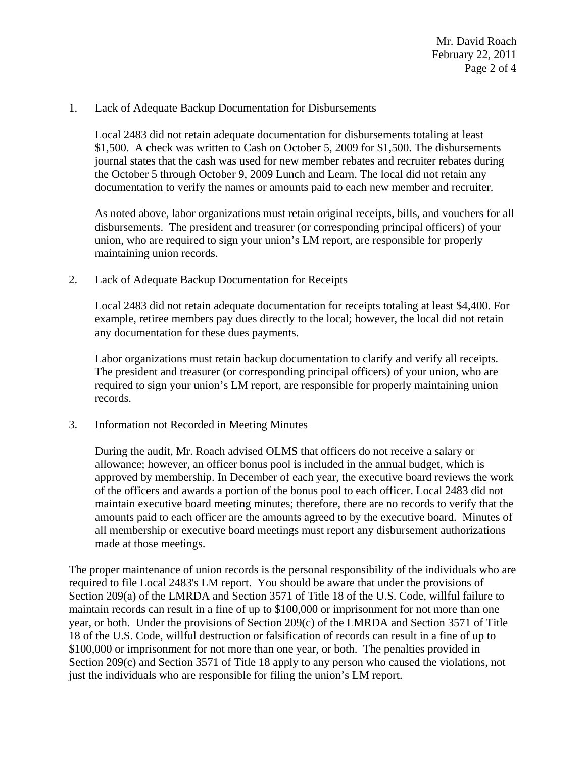1. Lack of Adequate Backup Documentation for Disbursements

   Local 2483 did not retain adequate documentation for disbursements totaling at least $1,500. A check was written to Cash on October 5, 2009 for $1,500. The disbursements journal states that the cash was used for new member rebates and recruiter rebates during the October 5 through October 9, 2009 Lunch and Learn. The local did not retain any documentation to verify the names or amounts paid to each new member and recruiter.

   As noted above, labor organizations must retain original receipts, bills, and vouchers for all disbursements. The president and treasurer (or corresponding principal officers) of your union, who are required to sign your union's LM report, are responsible for properly maintaining union records.

2. Lack of Adequate Backup Documentation for Receipts

   Local 2483 did not retain adequate documentation for receipts totaling at least $4,400. For example, retiree members pay dues directly to the local; however, the local did not retain any documentation for these dues payments.

   Labor organizations must retain backup documentation to clarify and verify all receipts. The president and treasurer (or corresponding principal officers) of your union, who are required to sign your union's LM report, are responsible for properly maintaining union records.

3. Information not Recorded in Meeting Minutes

   During the audit, Mr. Roach advised OLMS that officers do not receive a salary or allowance; however, an officer bonus pool is included in the annual budget, which is approved by membership. In December of each year, the executive board reviews the work of the officers and awards a portion of the bonus pool to each officer. Local 2483 did not maintain executive board meeting minutes; therefore, there are no records to verify that the amounts paid to each officer are the amounts agreed to by the executive board. Minutes of all membership or executive board meetings must report any disbursement authorizations made at those meetings.

The proper maintenance of union records is the personal responsibility of the individuals who are required to file Local 2483's LM report. You should be aware that under the provisions of Section 209(a) of the LMRDA and Section 3571 of Title 18 of the U.S. Code, willful failure to maintain records can result in a fine of up to $100,000 or imprisonment for not more than one year, or both. Under the provisions of Section 209(c) of the LMRDA and Section 3571 of Title 18 of the U.S. Code, willful destruction or falsification of records can result in a fine of up to $100,000 or imprisonment for not more than one year, or both. The penalties provided in Section 209(c) and Section 3571 of Title 18 apply to any person who caused the violations, not just the individuals who are responsible for filing the union's LM report.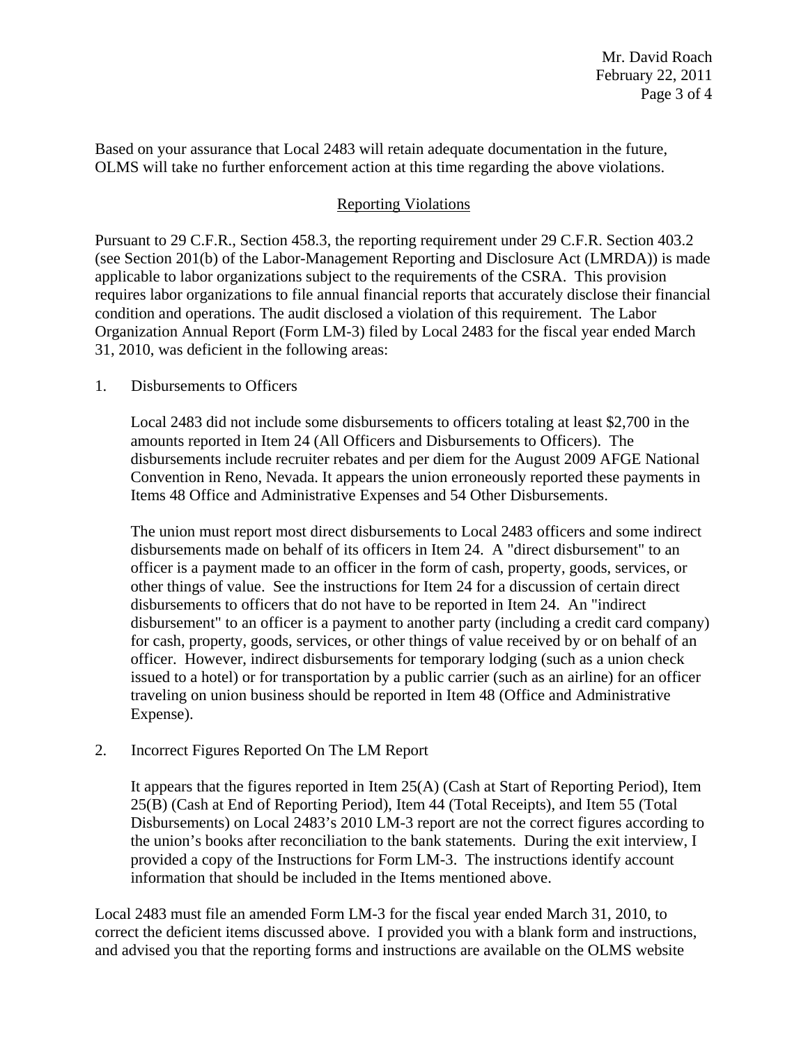Based on your assurance that Local 2483 will retain adequate documentation in the future, OLMS will take no further enforcement action at this time regarding the above violations.

## Reporting Violations

Pursuant to 29 C.F.R., Section 458.3, the reporting requirement under 29 C.F.R. Section 403.2 (see Section 201(b) of the Labor-Management Reporting and Disclosure Act (LMRDA)) is made applicable to labor organizations subject to the requirements of the CSRA. This provision requires labor organizations to file annual financial reports that accurately disclose their financial condition and operations. The audit disclosed a violation of this requirement. The Labor Organization Annual Report (Form LM-3) filed by Local 2483 for the fiscal year ended March 31, 2010, was deficient in the following areas:

1. Disbursements to Officers

   Local 2483 did not include some disbursements to officers totaling at least $2,700 in the amounts reported in Item 24 (All Officers and Disbursements to Officers). The disbursements include recruiter rebates and per diem for the August 2009 AFGE National Convention in Reno, Nevada. It appears the union erroneously reported these payments in Items 48 Office and Administrative Expenses and 54 Other Disbursements.

   The union must report most direct disbursements to Local 2483 officers and some indirect disbursements made on behalf of its officers in Item 24. A "direct disbursement" to an officer is a payment made to an officer in the form of cash, property, goods, services, or other things of value. See the instructions for Item 24 for a discussion of certain direct disbursements to officers that do not have to be reported in Item 24. An "indirect disbursement" to an officer is a payment to another party (including a credit card company) for cash, property, goods, services, or other things of value received by or on behalf of an officer. However, indirect disbursements for temporary lodging (such as a union check issued to a hotel) or for transportation by a public carrier (such as an airline) for an officer traveling on union business should be reported in Item 48 (Office and Administrative Expense).

2. Incorrect Figures Reported On The LM Report

   It appears that the figures reported in Item 25(A) (Cash at Start of Reporting Period), Item 25(B) (Cash at End of Reporting Period), Item 44 (Total Receipts), and Item 55 (Total Disbursements) on Local 2483's 2010 LM-3 report are not the correct figures according to the union's books after reconciliation to the bank statements. During the exit interview, I provided a copy of the Instructions for Form LM-3. The instructions identify account information that should be included in the Items mentioned above.

Local 2483 must file an amended Form LM-3 for the fiscal year ended March 31, 2010, to correct the deficient items discussed above. I provided you with a blank form and instructions, and advised you that the reporting forms and instructions are available on the OLMS website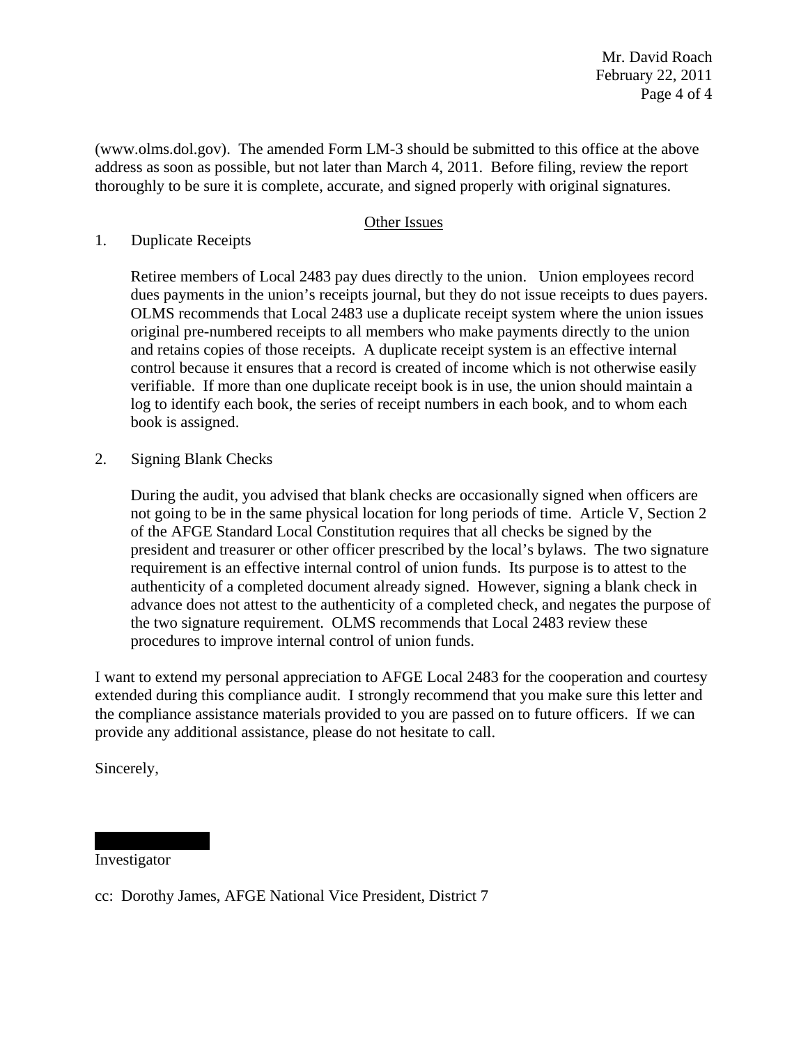(www.olms.dol.gov). The amended Form LM-3 should be submitted to this office at the above address as soon as possible, but not later than March 4, 2011. Before filing, review the report thoroughly to be sure it is complete, accurate, and signed properly with original signatures.

## Other Issues

1. Duplicate Receipts

   Retiree members of Local 2483 pay dues directly to the union. Union employees record dues payments in the union's receipts journal, but they do not issue receipts to dues payers. OLMS recommends that Local 2483 use a duplicate receipt system where the union issues original pre-numbered receipts to all members who make payments directly to the union and retains copies of those receipts. A duplicate receipt system is an effective internal control because it ensures that a record is created of income which is not otherwise easily verifiable. If more than one duplicate receipt book is in use, the union should maintain a log to identify each book, the series of receipt numbers in each book, and to whom each book is assigned.

2. Signing Blank Checks

   During the audit, you advised that blank checks are occasionally signed when officers are not going to be in the same physical location for long periods of time. Article V, Section 2 of the AFGE Standard Local Constitution requires that all checks be signed by the president and treasurer or other officer prescribed by the local's bylaws. The two signature requirement is an effective internal control of union funds. Its purpose is to attest to the authenticity of a completed document already signed. However, signing a blank check in advance does not attest to the authenticity of a completed check, and negates the purpose of the two signature requirement. OLMS recommends that Local 2483 review these procedures to improve internal control of union funds.

I want to extend my personal appreciation to AFGE Local 2483 for the cooperation and courtesy extended during this compliance audit. I strongly recommend that you make sure this letter and the compliance assistance materials provided to you are passed on to future officers. If we can provide any additional assistance, please do not hesitate to call.

Sincerely,

Investigator

cc: Dorothy James, AFGE National Vice President, District 7